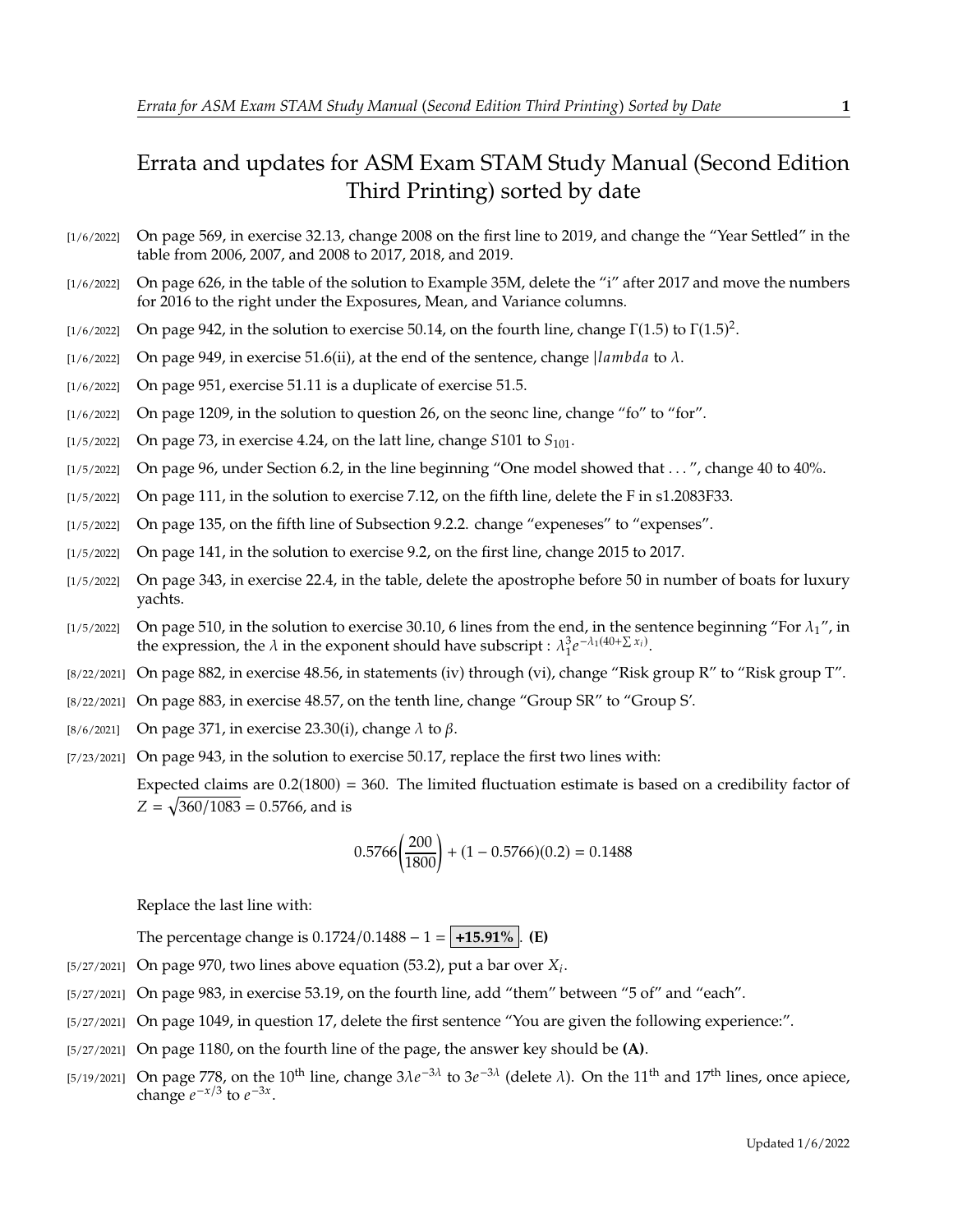# Errata and updates for ASM Exam STAM Study Manual (Second Edition Third Printing) sorted by date

- [1/6/2022] On page 569, in exercise 32.13, change 2008 on the first line to 2019, and change the "Year Settled" in the table from 2006, 2007, and 2008 to 2017, 2018, and 2019.
- [1/6/2022] On page 626, in the table of the solution to Example 35M, delete the "i" after 2017 and move the numbers for 2016 to the right under the Exposures, Mean, and Variance columns.
- [1/6/2022] On page 942, in the solution to exercise 50.14, on the fourth line, change $\Gamma(1.5)$ to $\Gamma(1.5)^2$.
- [1/6/2022] On page 949, in exercise 51.6(ii), at the end of the sentence, change $|lambda$ to $\lambda$.
- [1/6/2022] On page 951, exercise 51.11 is a duplicate of exercise 51.5.
- [1/6/2022] On page 1209, in the solution to question 26, on the seonc line, change "fo" to "for".
- [1/5/2022] On page 73, in exercise 4.24, on the latt line, change $S101$ to $S_{101}$.
- [1/5/2022] On page 96, under Section 6.2, in the line beginning "One model showed that . . . ", change 40 to 40%.
- [1/5/2022] On page 111, in the solution to exercise 7.12, on the fifth line, delete the F in s1.2083F33.
- [1/5/2022] On page 135, on the fifth line of Subsection 9.2.2. change "expeneses" to "expenses".
- [1/5/2022] On page 141, in the solution to exercise 9.2, on the first line, change 2015 to 2017.
- [1/5/2022] On page 343, in exercise 22.4, in the table, delete the apostrophe before 50 in number of boats for luxury yachts.
- [1/5/2022] On page 510, in the solution to exercise 30.10, 6 lines from the end, in the sentence beginning "For $\lambda_1$", in the expression, the $\lambda$ in the exponent should have subscript : $\lambda_1^3 e^{-\lambda_1(40+\sum x_i)}$.
- [8/22/2021] On page 882, in exercise 48.56, in statements (iv) through (vi), change "Risk group R" to "Risk group T".
- [8/22/2021] On page 883, in exercise 48.57, on the tenth line, change "Group SR" to "Group S'.
- [8/6/2021] On page 371, in exercise 23.30(i), change $\lambda$ to $\beta$.
- [7/23/2021] On page 943, in the solution to exercise 50.17, replace the first two lines with:

  Expected claims are $0.2(1800) = 360$. The limited fluctuation estimate is based on a credibility factor of $Z = \sqrt{360/1083} = 0.5766$, and is

  $$0.5766\left(\frac{200}{1800}\right) + (1 - 0.5766)(0.2) = 0.1488$$

  Replace the last line with:

  The percentage change is $0.1724/0.1488 - 1 = \boxed{\textbf{+15.91\%}}$. **(E)**
- [5/27/2021] On page 970, two lines above equation (53.2), put a bar over $X_i$.
- [5/27/2021] On page 983, in exercise 53.19, on the fourth line, add "them" between "5 of" and "each".
- [5/27/2021] On page 1049, in question 17, delete the first sentence "You are given the following experience:".
- [5/27/2021] On page 1180, on the fourth line of the page, the answer key should be **(A)**.
- [5/19/2021] On page 778, on the 10$^{\text{th}}$ line, change $3\lambda e^{-3\lambda}$ to $3e^{-3\lambda}$ (delete $\lambda$). On the 11$^{\text{th}}$ and 17$^{\text{th}}$ lines, once apiece, change $e^{-x/3}$ to $e^{-3x}$.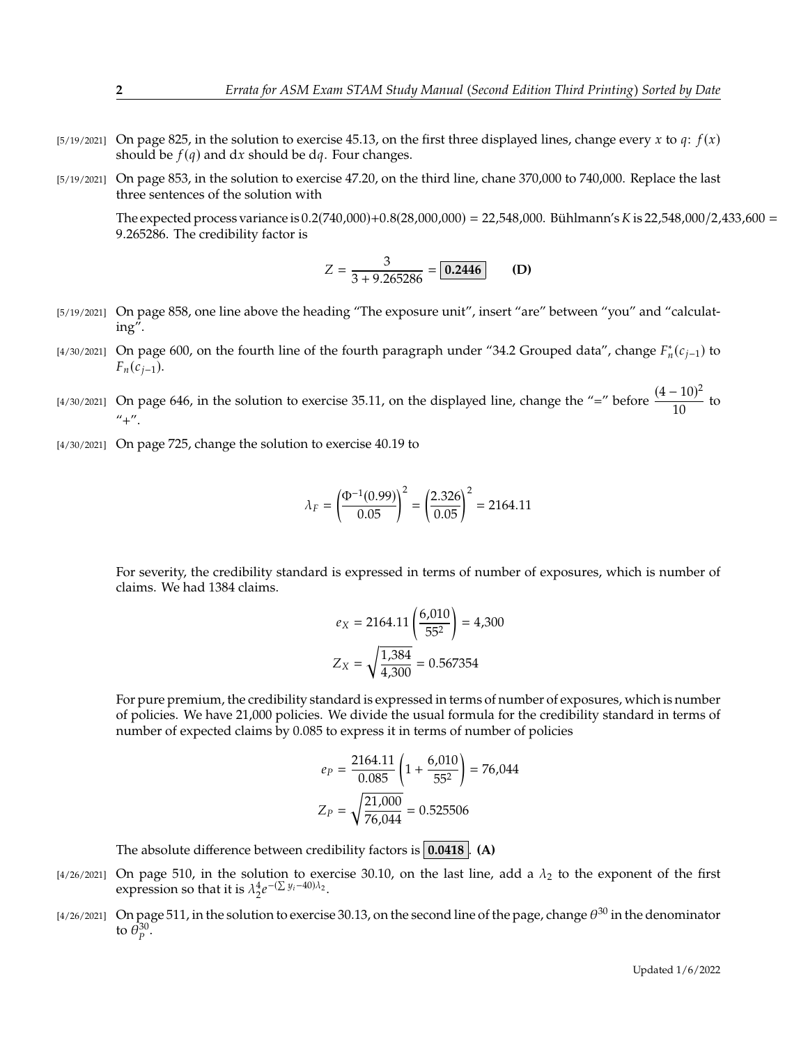[5/19/2021] On page 825, in the solution to exercise 45.13, on the first three displayed lines, change every $x$ to $q$: $f(x)$ should be $f(q)$ and d$x$ should be d$q$. Four changes.

[5/19/2021] On page 853, in the solution to exercise 47.20, on the third line, chane 370,000 to 740,000. Replace the last three sentences of the solution with

The expected process variance is 0.2(740,000)+0.8(28,000,000) = 22,548,000. Bühlmann's $K$ is 22,548,000/2,433,600 = 9.265286. The credibility factor is

$$Z = \frac{3}{3 + 9.265286} = \boxed{0.2446} \qquad \textbf{(D)}$$

[5/19/2021] On page 858, one line above the heading "The exposure unit", insert "are" between "you" and "calculating".

[4/30/2021] On page 600, on the fourth line of the fourth paragraph under "34.2 Grouped data", change $F_n^*(c_{j-1})$ to $F_n(c_{j-1})$.

[4/30/2021] On page 646, in the solution to exercise 35.11, on the displayed line, change the "=" before $\frac{(4-10)^2}{10}$ to "+".

[4/30/2021] On page 725, change the solution to exercise 40.19 to

$$\lambda_F = \left(\frac{\Phi^{-1}(0.99)}{0.05}\right)^2 = \left(\frac{2.326}{0.05}\right)^2 = 2164.11$$

For severity, the credibility standard is expressed in terms of number of exposures, which is number of claims. We had 1384 claims.

$$e_X = 2164.11\left(\frac{6{,}010}{55^2}\right) = 4{,}300$$

$$Z_X = \sqrt{\frac{1{,}384}{4{,}300}} = 0.567354$$

For pure premium, the credibility standard is expressed in terms of number of exposures, which is number of policies. We have 21,000 policies. We divide the usual formula for the credibility standard in terms of number of expected claims by 0.085 to express it in terms of number of policies

$$e_P = \frac{2164.11}{0.085}\left(1 + \frac{6{,}010}{55^2}\right) = 76{,}044$$

$$Z_P = \sqrt{\frac{21{,}000}{76{,}044}} = 0.525506$$

The absolute difference between credibility factors is $\boxed{0.0418}$. **(A)**

[4/26/2021] On page 510, in the solution to exercise 30.10, on the last line, add a $\lambda_2$ to the exponent of the first expression so that it is $\lambda_2^4 e^{-(\sum y_i - 40)\lambda_2}$.

[4/26/2021] On page 511, in the solution to exercise 30.13, on the second line of the page, change $\theta^{30}$ in the denominator to $\theta_P^{30}$.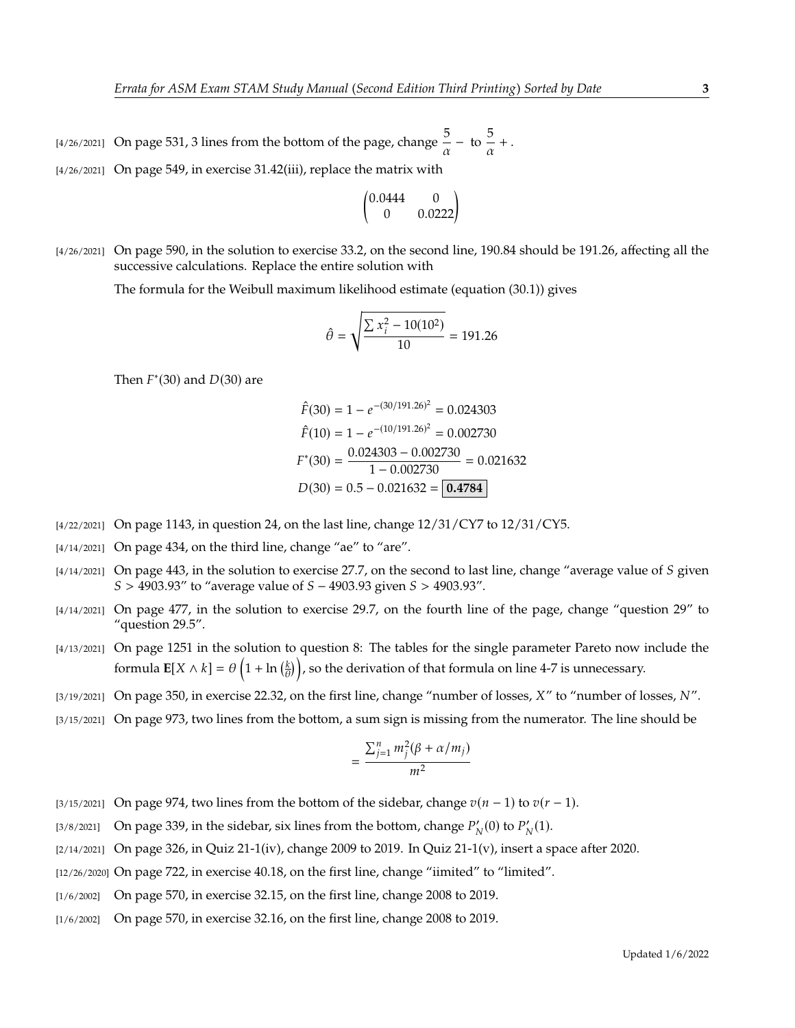[4/26/2021] On page 531, 3 lines from the bottom of the page, change $\dfrac{5}{\alpha}-$ to $\dfrac{5}{\alpha}+$.

[4/26/2021] On page 549, in exercise 31.42(iii), replace the matrix with

$$\begin{pmatrix} 0.0444 & 0 \\ 0 & 0.0222 \end{pmatrix}$$

[4/26/2021] On page 590, in the solution to exercise 33.2, on the second line, 190.84 should be 191.26, affecting all the successive calculations. Replace the entire solution with

The formula for the Weibull maximum likelihood estimate (equation (30.1)) gives

$$\hat{\theta} = \sqrt{\frac{\sum x_i^2 - 10(10^2)}{10}} = 191.26$$

Then $F^*(30)$ and $D(30)$ are

$$\begin{aligned}
\hat{F}(30) &= 1 - e^{-(30/191.26)^2} = 0.024303 \\
\hat{F}(10) &= 1 - e^{-(10/191.26)^2} = 0.002730 \\
F^*(30) &= \frac{0.024303 - 0.002730}{1 - 0.002730} = 0.021632 \\
D(30) &= 0.5 - 0.021632 = \boxed{\mathbf{0.4784}}
\end{aligned}$$

[4/22/2021] On page 1143, in question 24, on the last line, change 12/31/CY7 to 12/31/CY5.

[4/14/2021] On page 434, on the third line, change "ae" to "are".

[4/14/2021] On page 443, in the solution to exercise 27.7, on the second to last line, change "average value of $S$ given $S > 4903.93$" to "average value of $S - 4903.93$ given $S > 4903.93$".

[4/14/2021] On page 477, in the solution to exercise 29.7, on the fourth line of the page, change "question 29" to "question 29.5".

[4/13/2021] On page 1251 in the solution to question 8: The tables for the single parameter Pareto now include the formula $\mathbf{E}[X \wedge k] = \theta\left(1 + \ln\left(\frac{k}{\theta}\right)\right)$, so the derivation of that formula on line 4-7 is unnecessary.

[3/19/2021] On page 350, in exercise 22.32, on the first line, change "number of losses, $X$" to "number of losses, $N$".

[3/15/2021] On page 973, two lines from the bottom, a sum sign is missing from the numerator. The line should be

$$= \frac{\sum_{j=1}^{n} m_j^2(\beta + \alpha/m_j)}{m^2}$$

[3/15/2021] On page 974, two lines from the bottom of the sidebar, change $v(n-1)$ to $v(r-1)$.

[3/8/2021] On page 339, in the sidebar, six lines from the bottom, change $P_N'(0)$ to $P_N'(1)$.

[2/14/2021] On page 326, in Quiz 21-1(iv), change 2009 to 2019. In Quiz 21-1(v), insert a space after 2020.

[12/26/2020] On page 722, in exercise 40.18, on the first line, change "iimited" to "limited".

[1/6/2002] On page 570, in exercise 32.15, on the first line, change 2008 to 2019.

[1/6/2002] On page 570, in exercise 32.16, on the first line, change 2008 to 2019.